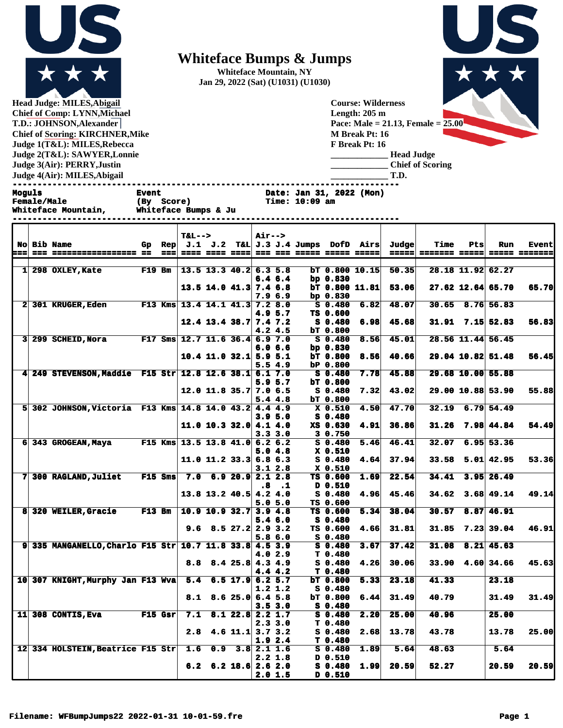# Whiteface Bumps & Jumps

**Whiteface Mountain, NY**
**Jan 29, 2022 (Sat) (U1031) (U1030)**

**Head Judge: MILES,Abigail**
**Chief of Comp: LYNN,Michael**
**T.D.: JOHNSON,Alexander**
**Chief of Scoring: KIRCHNER,Mike**
**Judge 1(T&L): MILES,Rebecca**
**Judge 2(T&L): SAWYER,Lonnie**
**Judge 3(Air): PERRY,Justin**
**Judge 4(Air): MILES,Abigail**

**Course: Wilderness**
**Length: 205 m**
**Pace: Male = 21.13, Female = 25.00**
**M Break Pt: 16**
**F Break Pt: 16**
____________ **Head Judge**
____________ **Chief of Scoring**
____________ **T.D.**

```
Moguls                Event                    Date: Jan 31, 2022 (Mon)
Female/Male           (By  Score)              Time: 10:09 am
Whiteface Mountain,   Whiteface Bumps & Ju
```

| No | Bib | Name | Gp | Rep | T&L--> J.1 | J.2 | T&L | Air--> J.3 | J.4 | Jumps | DofD | Airs | Judge | Time | Pts | Run | Event |
|---|---|---|---|---|---|---|---|---|---|---|---|---|---|---|---|---|---|
| 1 | 298 | OXLEY,Kate | F19 | Bm | 13.5 | 13.3 | 40.2 | 6.3 | 5.8 | bT | 0.800 | 10.15 | 50.35 | 28.18 | 11.92 | 62.27 | |
| | | | | | | | | 6.4 | 6.4 | bp | 0.830 | | | | | | |
| | | | | | 13.5 | 14.0 | 41.3 | 7.4 | 6.8 | bT | 0.800 | 11.81 | 53.06 | 27.62 | 12.64 | 65.70 | 65.70 |
| | | | | | | | | 7.9 | 6.9 | bp | 0.830 | | | | | | |
| 2 | 301 | KRUGER,Eden | F13 | Kms | 13.4 | 14.1 | 41.3 | 7.2 | 8.0 | S | 0.480 | 6.82 | 48.07 | 30.65 | 8.76 | 56.83 | |
| | | | | | | | | 4.9 | 5.7 | TS | 0.600 | | | | | | |
| | | | | | 12.4 | 13.4 | 38.7 | 7.4 | 7.2 | S | 0.480 | 6.98 | 45.68 | 31.91 | 7.15 | 52.83 | 56.83 |
| | | | | | | | | 4.2 | 4.5 | bT | 0.800 | | | | | | |
| 3 | 299 | SCHEID,Nora | F17 | Sms | 12.7 | 11.6 | 36.4 | 6.9 | 7.0 | S | 0.480 | 8.56 | 45.01 | 28.56 | 11.44 | 56.45 | |
| | | | | | | | | 6.0 | 6.6 | bp | 0.830 | | | | | | |
| | | | | | 10.4 | 11.0 | 32.1 | 5.9 | 5.1 | bT | 0.800 | 8.56 | 40.66 | 29.04 | 10.82 | 51.48 | 56.45 |
| | | | | | | | | 5.5 | 4.9 | bP | 0.800 | | | | | | |
| 4 | 249 | STEVENSON,Maddie | F15 | Str | 12.8 | 12.6 | 38.1 | 6.1 | 7.0 | S | 0.480 | 7.78 | 45.88 | 29.68 | 10.00 | 55.88 | |
| | | | | | | | | 5.9 | 5.7 | bT | 0.800 | | | | | | |
| | | | | | 12.0 | 11.8 | 35.7 | 7.0 | 6.5 | S | 0.480 | 7.32 | 43.02 | 29.00 | 10.88 | 53.90 | 55.88 |
| | | | | | | | | 5.4 | 4.8 | bT | 0.800 | | | | | | |
| 5 | 302 | JOHNSON,Victoria | F13 | Kms | 14.8 | 14.0 | 43.2 | 4.4 | 4.9 | X | 0.510 | 4.50 | 47.70 | 32.19 | 6.79 | 54.49 | |
| | | | | | | | | 3.9 | 5.0 | S | 0.480 | | | | | | |
| | | | | | 11.0 | 10.3 | 32.0 | 4.1 | 4.0 | XS | 0.630 | 4.91 | 36.86 | 31.26 | 7.98 | 44.84 | 54.49 |
| | | | | | | | | 3.3 | 3.0 | 3 | 0.750 | | | | | | |
| 6 | 343 | GROGEAN,Maya | F15 | Kms | 13.5 | 13.8 | 41.0 | 6.2 | 6.2 | S | 0.480 | 5.46 | 46.41 | 32.07 | 6.95 | 53.36 | |
| | | | | | | | | 5.0 | 4.8 | X | 0.510 | | | | | | |
| | | | | | 11.0 | 11.2 | 33.3 | 6.8 | 6.3 | S | 0.480 | 4.64 | 37.94 | 33.58 | 5.01 | 42.95 | 53.36 |
| | | | | | | | | 3.1 | 2.8 | X | 0.510 | | | | | | |
| 7 | 300 | RAGLAND,Juliet | F15 | Sms | 7.0 | 6.9 | 20.9 | 2.1 | 2.8 | TS | 0.600 | 1.69 | 22.54 | 34.41 | 3.95 | 26.49 | |
| | | | | | | | | .8 | .1 | D | 0.510 | | | | | | |
| | | | | | 13.8 | 13.2 | 40.5 | 4.2 | 4.0 | S | 0.480 | 4.96 | 45.46 | 34.62 | 3.68 | 49.14 | 49.14 |
| | | | | | | | | 5.0 | 5.0 | TS | 0.600 | | | | | | |
| 8 | 320 | WEILER,Gracie | F13 | Bm | 10.9 | 10.9 | 32.7 | 3.9 | 4.8 | TS | 0.600 | 5.34 | 38.04 | 30.57 | 8.87 | 46.91 | |
| | | | | | | | | 5.4 | 6.0 | S | 0.480 | | | | | | |
| | | | | | 9.6 | 8.5 | 27.2 | 2.9 | 3.2 | TS | 0.600 | 4.66 | 31.81 | 31.85 | 7.23 | 39.04 | 46.91 |
| | | | | | | | | 5.8 | 6.0 | S | 0.480 | | | | | | |
| 9 | 335 | MANGANELLO,Charlo | F15 | Str | 10.7 | 11.8 | 33.8 | 4.5 | 3.9 | S | 0.480 | 3.67 | 37.42 | 31.08 | 8.21 | 45.63 | |
| | | | | | | | | 4.0 | 2.9 | T | 0.480 | | | | | | |
| | | | | | 8.8 | 8.4 | 25.8 | 4.3 | 4.9 | S | 0.480 | 4.26 | 30.06 | 33.90 | 4.60 | 34.66 | 45.63 |
| | | | | | | | | 4.4 | 4.2 | T | 0.480 | | | | | | |
| 10 | 307 | KNIGHT,Murphy Jan | F13 | Wva | 5.4 | 6.5 | 17.9 | 6.2 | 5.7 | bT | 0.800 | 5.33 | 23.18 | 41.33 | | 23.18 | |
| | | | | | | | | 1.2 | 1.2 | S | 0.480 | | | | | | |
| | | | | | 8.1 | 8.6 | 25.0 | 6.4 | 5.8 | bT | 0.800 | 6.44 | 31.49 | 40.79 | | 31.49 | 31.49 |
| | | | | | | | | 3.5 | 3.0 | S | 0.480 | | | | | | |
| 11 | 308 | CONTIS,Eva | F15 | Gsr | 7.1 | 8.1 | 22.8 | 2.2 | 1.7 | S | 0.480 | 2.20 | 25.00 | 40.96 | | 25.00 | |
| | | | | | | | | 2.3 | 3.0 | T | 0.480 | | | | | | |
| | | | | | 2.8 | 4.6 | 11.1 | 3.7 | 3.2 | S | 0.480 | 2.68 | 13.78 | 43.78 | | 13.78 | 25.00 |
| | | | | | | | | 1.9 | 2.4 | T | 0.480 | | | | | | |
| 12 | 334 | HOLSTEIN,Beatrice | F15 | Str | 1.6 | 0.9 | 3.8 | 2.1 | 1.6 | S | 0.480 | 1.89 | 5.64 | 48.63 | | 5.64 | |
| | | | | | | | | 2.2 | 1.8 | D | 0.510 | | | | | | |
| | | | | | 6.2 | 6.2 | 18.6 | 2.6 | 2.0 | S | 0.480 | 1.99 | 20.59 | 52.27 | | 20.59 | 20.59 |
| | | | | | | | | 2.0 | 1.5 | D | 0.510 | | | | | | |

Filename: WFBumpJumps22 2022-01-31 10-01-59.fre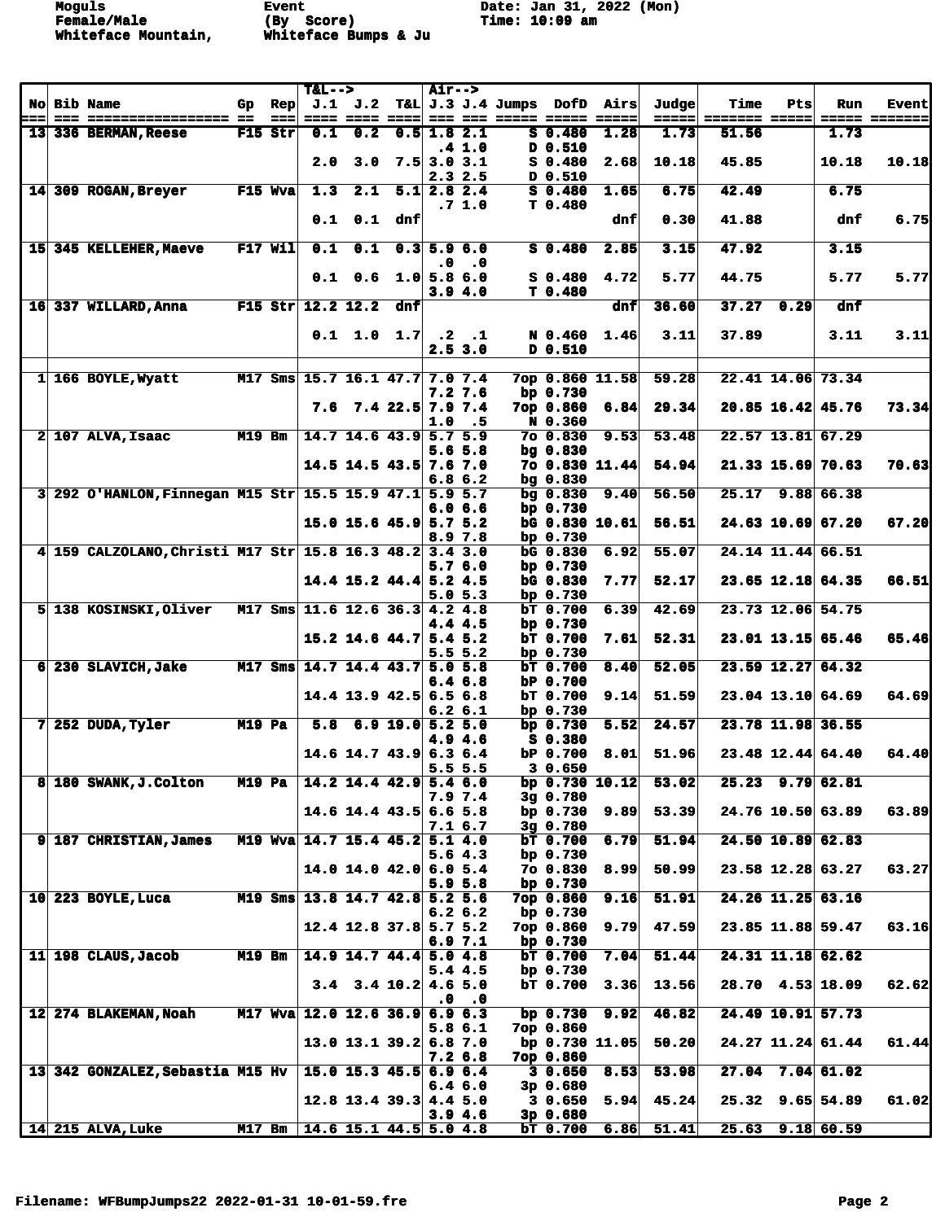Moguls Event Date: Jan 31, 2022 (Mon)
Female/Male (By Score) Time: 10:09 am
Whiteface Mountain, Whiteface Bumps & Ju

| No | Bib | Name | Gp | Rep | T&L--> J.1 | J.2 | T&L | Air--> J.3 | J.4 | Jumps | DofD | Airs | Judge | Time | Pts | Run | Event |
|---|---|---|---|---|---|---|---|---|---|---|---|---|---|---|---|---|---|
| 13 | 336 | BERMAN,Reese | F15 | Str | 0.1 | 0.2 | 0.5 | 1.8 | 2.1 | S | 0.480 | 1.28 | 1.73 | 51.56 | | 1.73 | |
| | | | | | | | | .4 | 1.0 | D | 0.510 | | | | | | |
| | | | | | 2.0 | 3.0 | 7.5 | 3.0 | 3.1 | S | 0.480 | 2.68 | 10.18 | 45.85 | | 10.18 | 10.18 |
| | | | | | | | | 2.3 | 2.5 | D | 0.510 | | | | | | |
| 14 | 309 | ROGAN,Breyer | F15 | Wva | 1.3 | 2.1 | 5.1 | 2.8 | 2.4 | S | 0.480 | 1.65 | 6.75 | 42.49 | | 6.75 | |
| | | | | | | | | .7 | 1.0 | T | 0.480 | | | | | | |
| | | | | | 0.1 | 0.1 | dnf | | | | | dnf | 0.30 | 41.88 | | dnf | 6.75 |
| 15 | 345 | KELLEHER,Maeve | F17 | Wil | 0.1 | 0.1 | 0.3 | 5.9 | 6.0 | S | 0.480 | 2.85 | 3.15 | 47.92 | | 3.15 | |
| | | | | | | | | .0 | .0 | | | | | | | | |
| | | | | | 0.1 | 0.6 | 1.0 | 5.8 | 6.0 | S | 0.480 | 4.72 | 5.77 | 44.75 | | 5.77 | 5.77 |
| | | | | | | | | 3.9 | 4.0 | T | 0.480 | | | | | | |
| 16 | 337 | WILLARD,Anna | F15 | Str | 12.2 | 12.2 | dnf | | | | | dnf | 36.60 | 37.27 | 0.29 | dnf | |
| | | | | | 0.1 | 1.0 | 1.7 | .2 | .1 | N | 0.460 | 1.46 | 3.11 | 37.89 | | 3.11 | 3.11 |
| | | | | | | | | 2.5 | 3.0 | D | 0.510 | | | | | | |
| 1 | 166 | BOYLE,Wyatt | M17 | Sms | 15.7 | 16.1 | 47.7 | 7.0 | 7.4 | 7op | 0.860 | 11.58 | 59.28 | 22.41 | 14.06 | 73.34 | |
| | | | | | | | | 7.2 | 7.6 | bp | 0.730 | | | | | | |
| | | | | | 7.6 | 7.4 | 22.5 | 7.9 | 7.4 | 7op | 0.860 | 6.84 | 29.34 | 20.85 | 16.42 | 45.76 | 73.34 |
| | | | | | | | | 1.0 | .5 | N | 0.360 | | | | | | |
| 2 | 107 | ALVA,Isaac | M19 | Bm | 14.7 | 14.6 | 43.9 | 5.7 | 5.9 | 7o | 0.830 | 9.53 | 53.48 | 22.57 | 13.81 | 67.29 | |
| | | | | | | | | 5.6 | 5.8 | bg | 0.830 | | | | | | |
| | | | | | 14.5 | 14.5 | 43.5 | 7.6 | 7.0 | 7o | 0.830 | 11.44 | 54.94 | 21.33 | 15.69 | 70.63 | 70.63 |
| | | | | | | | | 6.8 | 6.2 | bg | 0.830 | | | | | | |
| 3 | 292 | O'HANLON,Finnegan | M15 | Str | 15.5 | 15.9 | 47.1 | 5.9 | 5.7 | bg | 0.830 | 9.40 | 56.50 | 25.17 | 9.88 | 66.38 | |
| | | | | | | | | 6.0 | 6.6 | bp | 0.730 | | | | | | |
| | | | | | 15.0 | 15.6 | 45.9 | 5.7 | 5.2 | bG | 0.830 | 10.61 | 56.51 | 24.63 | 10.69 | 67.20 | 67.20 |
| | | | | | | | | 8.9 | 7.8 | bp | 0.730 | | | | | | |
| 4 | 159 | CALZOLANO,Christi | M17 | Str | 15.8 | 16.3 | 48.2 | 3.4 | 3.0 | bG | 0.830 | 6.92 | 55.07 | 24.14 | 11.44 | 66.51 | |
| | | | | | | | | 5.7 | 6.0 | bp | 0.730 | | | | | | |
| | | | | | 14.4 | 15.2 | 44.4 | 5.2 | 4.5 | bG | 0.830 | 7.77 | 52.17 | 23.65 | 12.18 | 64.35 | 66.51 |
| | | | | | | | | 5.0 | 5.3 | bp | 0.730 | | | | | | |
| 5 | 138 | KOSINSKI,Oliver | M17 | Sms | 11.6 | 12.6 | 36.3 | 4.2 | 4.8 | bT | 0.700 | 6.39 | 42.69 | 23.73 | 12.06 | 54.75 | |
| | | | | | | | | 4.4 | 4.5 | bp | 0.730 | | | | | | |
| | | | | | 15.2 | 14.6 | 44.7 | 5.4 | 5.2 | bT | 0.700 | 7.61 | 52.31 | 23.01 | 13.15 | 65.46 | 65.46 |
| | | | | | | | | 5.5 | 5.2 | bp | 0.730 | | | | | | |
| 6 | 230 | SLAVICH,Jake | M17 | Sms | 14.7 | 14.4 | 43.7 | 5.0 | 5.8 | bT | 0.700 | 8.40 | 52.05 | 23.59 | 12.27 | 64.32 | |
| | | | | | | | | 6.4 | 6.8 | bP | 0.700 | | | | | | |
| | | | | | 14.4 | 13.9 | 42.5 | 6.5 | 6.8 | bT | 0.700 | 9.14 | 51.59 | 23.04 | 13.10 | 64.69 | 64.69 |
| | | | | | | | | 6.2 | 6.1 | bp | 0.730 | | | | | | |
| 7 | 252 | DUDA,Tyler | M19 | Pa | 5.8 | 6.9 | 19.0 | 5.2 | 5.0 | bp | 0.730 | 5.52 | 24.57 | 23.78 | 11.98 | 36.55 | |
| | | | | | | | | 4.9 | 4.6 | S | 0.380 | | | | | | |
| | | | | | 14.6 | 14.7 | 43.9 | 6.3 | 6.4 | bP | 0.700 | 8.01 | 51.96 | 23.48 | 12.44 | 64.40 | 64.40 |
| | | | | | | | | 5.5 | 5.5 | 3 | 0.650 | | | | | | |
| 8 | 180 | SWANK,J.Colton | M19 | Pa | 14.2 | 14.4 | 42.9 | 5.4 | 6.0 | bp | 0.730 | 10.12 | 53.02 | 25.23 | 9.79 | 62.81 | |
| | | | | | | | | 7.9 | 7.4 | 3g | 0.780 | | | | | | |
| | | | | | 14.6 | 14.4 | 43.5 | 6.6 | 5.8 | bp | 0.730 | 9.89 | 53.39 | 24.76 | 10.50 | 63.89 | 63.89 |
| | | | | | | | | 7.1 | 6.7 | 3g | 0.780 | | | | | | |
| 9 | 187 | CHRISTIAN,James | M19 | Wva | 14.7 | 15.4 | 45.2 | 5.1 | 4.0 | bT | 0.700 | 6.79 | 51.94 | 24.50 | 10.89 | 62.83 | |
| | | | | | | | | 5.6 | 4.3 | bp | 0.730 | | | | | | |
| | | | | | 14.0 | 14.0 | 42.0 | 6.0 | 5.4 | 7o | 0.830 | 8.99 | 50.99 | 23.58 | 12.28 | 63.27 | 63.27 |
| | | | | | | | | 5.9 | 5.8 | bp | 0.730 | | | | | | |
| 10 | 223 | BOYLE,Luca | M19 | Sms | 13.8 | 14.7 | 42.8 | 5.2 | 5.6 | 7op | 0.860 | 9.16 | 51.91 | 24.26 | 11.25 | 63.16 | |
| | | | | | | | | 6.2 | 6.2 | bp | 0.730 | | | | | | |
| | | | | | 12.4 | 12.8 | 37.8 | 5.7 | 5.2 | 7op | 0.860 | 9.79 | 47.59 | 23.85 | 11.88 | 59.47 | 63.16 |
| | | | | | | | | 6.9 | 7.1 | bp | 0.730 | | | | | | |
| 11 | 198 | CLAUS,Jacob | M19 | Bm | 14.9 | 14.7 | 44.4 | 5.0 | 4.8 | bT | 0.700 | 7.04 | 51.44 | 24.31 | 11.18 | 62.62 | |
| | | | | | | | | 5.4 | 4.5 | bp | 0.730 | | | | | | |
| | | | | | 3.4 | 3.4 | 10.2 | 4.6 | 5.0 | bT | 0.700 | 3.36 | 13.56 | 28.70 | 4.53 | 18.09 | 62.62 |
| | | | | | | | | .0 | .0 | | | | | | | | |
| 12 | 274 | BLAKEMAN,Noah | M17 | Wva | 12.0 | 12.6 | 36.9 | 6.9 | 6.3 | bp | 0.730 | 9.92 | 46.82 | 24.49 | 10.91 | 57.73 | |
| | | | | | | | | 5.8 | 6.1 | 7op | 0.860 | | | | | | |
| | | | | | 13.0 | 13.1 | 39.2 | 6.8 | 7.0 | bp | 0.730 | 11.05 | 50.20 | 24.27 | 11.24 | 61.44 | 61.44 |
| | | | | | | | | 7.2 | 6.8 | 7op | 0.860 | | | | | | |
| 13 | 342 | GONZALEZ,Sebastia | M15 | Hv | 15.0 | 15.3 | 45.5 | 6.9 | 6.4 | 3 | 0.650 | 8.53 | 53.98 | 27.04 | 7.04 | 61.02 | |
| | | | | | | | | 6.4 | 6.0 | 3p | 0.680 | | | | | | |
| | | | | | 12.8 | 13.4 | 39.3 | 4.4 | 5.0 | 3 | 0.650 | 5.94 | 45.24 | 25.32 | 9.65 | 54.89 | 61.02 |
| | | | | | | | | 3.9 | 4.6 | 3p | 0.680 | | | | | | |
| 14 | 215 | ALVA,Luke | M17 | Bm | 14.6 | 15.1 | 44.5 | 5.0 | 4.8 | bT | 0.700 | 6.86 | 51.41 | 25.63 | 9.18 | 60.59 | |

Filename: WFBumpJumps22 2022-01-31 10-01-59.fre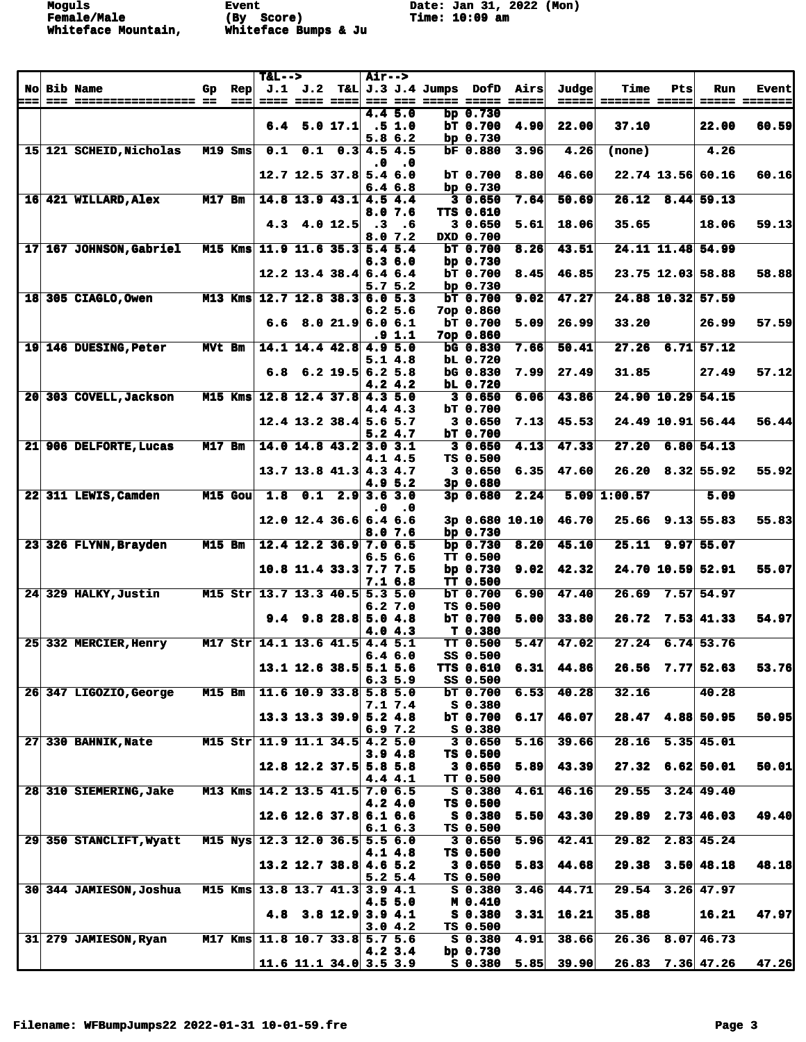Moguls
Female/Male
Whiteface Mountain,

Event
(By Score)
Whiteface Bumps & Ju

Date: Jan 31, 2022 (Mon)
Time: 10:09 am

| No | Bib | Name | Gp | Rep | T&L--> J.1 | J.2 | T&L | Air--> J.3 | J.4 | Jumps | DofD | Airs | Judge | Time | Pts | Run | Event |
|---|---|---|---|---|---|---|---|---|---|---|---|---|---|---|---|---|---|
| | | | | | | | | 4.4 | 5.0 | bp | 0.730 | | | | | | |
| | | | | | 6.4 | 5.0 | 17.1 | .5 | 1.0 | bT | 0.700 | 4.90 | 22.00 | 37.10 | | 22.00 | 60.59 |
| | | | | | | | | 5.8 | 6.2 | bp | 0.730 | | | | | | |
| 15 | 121 | SCHEID,Nicholas | M19 | Sms | 0.1 | 0.1 | 0.3 | 4.5 | 4.5 | bF | 0.880 | 3.96 | 4.26 | (none) | | 4.26 | |
| | | | | | | | | .0 | .0 | | | | | | | | |
| | | | | | 12.7 | 12.5 | 37.8 | 5.4 | 6.0 | bT | 0.700 | 8.80 | 46.60 | 22.74 | 13.56 | 60.16 | 60.16 |
| | | | | | | | | 6.4 | 6.8 | bp | 0.730 | | | | | | |
| 16 | 421 | WILLARD,Alex | M17 | Bm | 14.8 | 13.9 | 43.1 | 4.5 | 4.4 | 3 | 0.650 | 7.64 | 50.69 | 26.12 | 8.44 | 59.13 | |
| | | | | | | | | 8.0 | 7.6 | TTS | 0.610 | | | | | | |
| | | | | | 4.3 | 4.0 | 12.5 | .3 | .6 | 3 | 0.650 | 5.61 | 18.06 | 35.65 | | 18.06 | 59.13 |
| | | | | | | | | 8.0 | 7.2 | DXD | 0.700 | | | | | | |
| 17 | 167 | JOHNSON,Gabriel | M15 | Kms | 11.9 | 11.6 | 35.3 | 5.4 | 5.4 | bT | 0.700 | 8.26 | 43.51 | 24.11 | 11.48 | 54.99 | |
| | | | | | | | | 6.3 | 6.0 | bp | 0.730 | | | | | | |
| | | | | | 12.2 | 13.4 | 38.4 | 6.4 | 6.4 | bT | 0.700 | 8.45 | 46.85 | 23.75 | 12.03 | 58.88 | 58.88 |
| | | | | | | | | 5.7 | 5.2 | bp | 0.730 | | | | | | |
| 18 | 305 | CIAGLO,Owen | M13 | Kms | 12.7 | 12.8 | 38.3 | 6.0 | 5.3 | bT | 0.700 | 9.02 | 47.27 | 24.88 | 10.32 | 57.59 | |
| | | | | | | | | 6.2 | 5.6 | 7op | 0.860 | | | | | | |
| | | | | | 6.6 | 8.0 | 21.9 | 6.0 | 6.1 | bT | 0.700 | 5.09 | 26.99 | 33.20 | | 26.99 | 57.59 |
| | | | | | | | | .9 | 1.1 | 7op | 0.860 | | | | | | |
| 19 | 146 | DUESING,Peter | MVt | Bm | 14.1 | 14.4 | 42.8 | 4.9 | 5.0 | bG | 0.830 | 7.66 | 50.41 | 27.26 | 6.71 | 57.12 | |
| | | | | | | | | 5.1 | 4.8 | bL | 0.720 | | | | | | |
| | | | | | 6.8 | 6.2 | 19.5 | 6.2 | 5.8 | bG | 0.830 | 7.99 | 27.49 | 31.85 | | 27.49 | 57.12 |
| | | | | | | | | 4.2 | 4.2 | bL | 0.720 | | | | | | |
| 20 | 303 | COVELL,Jackson | M15 | Kms | 12.8 | 12.4 | 37.8 | 4.3 | 5.0 | 3 | 0.650 | 6.06 | 43.86 | 24.90 | 10.29 | 54.15 | |
| | | | | | | | | 4.4 | 4.3 | bT | 0.700 | | | | | | |
| | | | | | 12.4 | 13.2 | 38.4 | 5.6 | 5.7 | 3 | 0.650 | 7.13 | 45.53 | 24.49 | 10.91 | 56.44 | 56.44 |
| | | | | | | | | 5.2 | 4.7 | bT | 0.700 | | | | | | |
| 21 | 906 | DELFORTE,Lucas | M17 | Bm | 14.0 | 14.8 | 43.2 | 3.0 | 3.1 | 3 | 0.650 | 4.13 | 47.33 | 27.20 | 6.80 | 54.13 | |
| | | | | | | | | 4.1 | 4.5 | TS | 0.500 | | | | | | |
| | | | | | 13.7 | 13.8 | 41.3 | 4.3 | 4.7 | 3 | 0.650 | 6.35 | 47.60 | 26.20 | 8.32 | 55.92 | 55.92 |
| | | | | | | | | 4.9 | 5.2 | 3p | 0.680 | | | | | | |
| 22 | 311 | LEWIS,Camden | M15 | Gou | 1.8 | 0.1 | 2.9 | 3.6 | 3.0 | 3p | 0.680 | 2.24 | 5.09 | 1:00.57 | | 5.09 | |
| | | | | | | | | .0 | .0 | | | | | | | | |
| | | | | | 12.0 | 12.4 | 36.6 | 6.4 | 6.6 | 3p | 0.680 | 10.10 | 46.70 | 25.66 | 9.13 | 55.83 | 55.83 |
| | | | | | | | | 8.0 | 7.6 | bp | 0.730 | | | | | | |
| 23 | 326 | FLYNN,Brayden | M15 | Bm | 12.4 | 12.2 | 36.9 | 7.0 | 6.5 | bp | 0.730 | 8.20 | 45.10 | 25.11 | 9.97 | 55.07 | |
| | | | | | | | | 6.5 | 6.6 | TT | 0.500 | | | | | | |
| | | | | | 10.8 | 11.4 | 33.3 | 7.7 | 7.5 | bp | 0.730 | 9.02 | 42.32 | 24.70 | 10.59 | 52.91 | 55.07 |
| | | | | | | | | 7.1 | 6.8 | TT | 0.500 | | | | | | |
| 24 | 329 | HALKY,Justin | M15 | Str | 13.7 | 13.3 | 40.5 | 5.3 | 5.0 | bT | 0.700 | 6.90 | 47.40 | 26.69 | 7.57 | 54.97 | |
| | | | | | | | | 6.2 | 7.0 | TS | 0.500 | | | | | | |
| | | | | | 9.4 | 9.8 | 28.8 | 5.0 | 4.8 | bT | 0.700 | 5.00 | 33.80 | 26.72 | 7.53 | 41.33 | 54.97 |
| | | | | | | | | 4.0 | 4.3 | T | 0.380 | | | | | | |
| 25 | 332 | MERCIER,Henry | M17 | Str | 14.1 | 13.6 | 41.5 | 4.4 | 5.1 | TT | 0.500 | 5.47 | 47.02 | 27.24 | 6.74 | 53.76 | |
| | | | | | | | | 6.4 | 6.0 | SS | 0.500 | | | | | | |
| | | | | | 13.1 | 12.6 | 38.5 | 5.1 | 5.6 | TTS | 0.610 | 6.31 | 44.86 | 26.56 | 7.77 | 52.63 | 53.76 |
| | | | | | | | | 6.3 | 5.9 | SS | 0.500 | | | | | | |
| 26 | 347 | LIGOZIO,George | M15 | Bm | 11.6 | 10.9 | 33.8 | 5.8 | 5.0 | bT | 0.700 | 6.53 | 40.28 | 32.16 | | 40.28 | |
| | | | | | | | | 7.1 | 7.4 | S | 0.380 | | | | | | |
| | | | | | 13.3 | 13.3 | 39.9 | 5.2 | 4.8 | bT | 0.700 | 6.17 | 46.07 | 28.47 | 4.88 | 50.95 | 50.95 |
| | | | | | | | | 6.9 | 7.2 | S | 0.380 | | | | | | |
| 27 | 330 | BAHNIK,Nate | M15 | Str | 11.9 | 11.1 | 34.5 | 4.2 | 5.0 | 3 | 0.650 | 5.16 | 39.66 | 28.16 | 5.35 | 45.01 | |
| | | | | | | | | 3.9 | 4.8 | TS | 0.500 | | | | | | |
| | | | | | 12.8 | 12.2 | 37.5 | 5.8 | 5.8 | 3 | 0.650 | 5.89 | 43.39 | 27.32 | 6.62 | 50.01 | 50.01 |
| | | | | | | | | 4.4 | 4.1 | TT | 0.500 | | | | | | |
| 28 | 310 | SIEMERING,Jake | M13 | Kms | 14.2 | 13.5 | 41.5 | 7.0 | 6.5 | S | 0.380 | 4.61 | 46.16 | 29.55 | 3.24 | 49.40 | |
| | | | | | | | | 4.2 | 4.0 | TS | 0.500 | | | | | | |
| | | | | | 12.6 | 12.6 | 37.8 | 6.1 | 6.6 | S | 0.380 | 5.50 | 43.30 | 29.89 | 2.73 | 46.03 | 49.40 |
| | | | | | | | | 6.1 | 6.3 | TS | 0.500 | | | | | | |
| 29 | 350 | STANCLIFT,Wyatt | M15 | Nys | 12.3 | 12.0 | 36.5 | 5.5 | 6.0 | 3 | 0.650 | 5.96 | 42.41 | 29.82 | 2.83 | 45.24 | |
| | | | | | | | | 4.1 | 4.8 | TS | 0.500 | | | | | | |
| | | | | | 13.2 | 12.7 | 38.8 | 4.6 | 5.2 | 3 | 0.650 | 5.83 | 44.68 | 29.38 | 3.50 | 48.18 | 48.18 |
| | | | | | | | | 5.2 | 5.4 | TS | 0.500 | | | | | | |
| 30 | 344 | JAMIESON,Joshua | M15 | Kms | 13.8 | 13.7 | 41.3 | 3.9 | 4.1 | S | 0.380 | 3.46 | 44.71 | 29.54 | 3.26 | 47.97 | |
| | | | | | | | | 4.5 | 5.0 | M | 0.410 | | | | | | |
| | | | | | 4.8 | 3.8 | 12.9 | 3.9 | 4.1 | S | 0.380 | 3.31 | 16.21 | 35.88 | | 16.21 | 47.97 |
| | | | | | | | | 3.0 | 4.2 | TS | 0.500 | | | | | | |
| 31 | 279 | JAMIESON,Ryan | M17 | Kms | 11.8 | 10.7 | 33.8 | 5.7 | 5.6 | S | 0.380 | 4.91 | 38.66 | 26.36 | 8.07 | 46.73 | |
| | | | | | | | | 4.2 | 3.4 | bp | 0.730 | | | | | | |
| | | | | | 11.6 | 11.1 | 34.0 | 3.5 | 3.9 | S | 0.380 | 5.85 | 39.90 | 26.83 | 7.36 | 47.26 | 47.26 |

Filename: WFBumpJumps22 2022-01-31 10-01-59.fre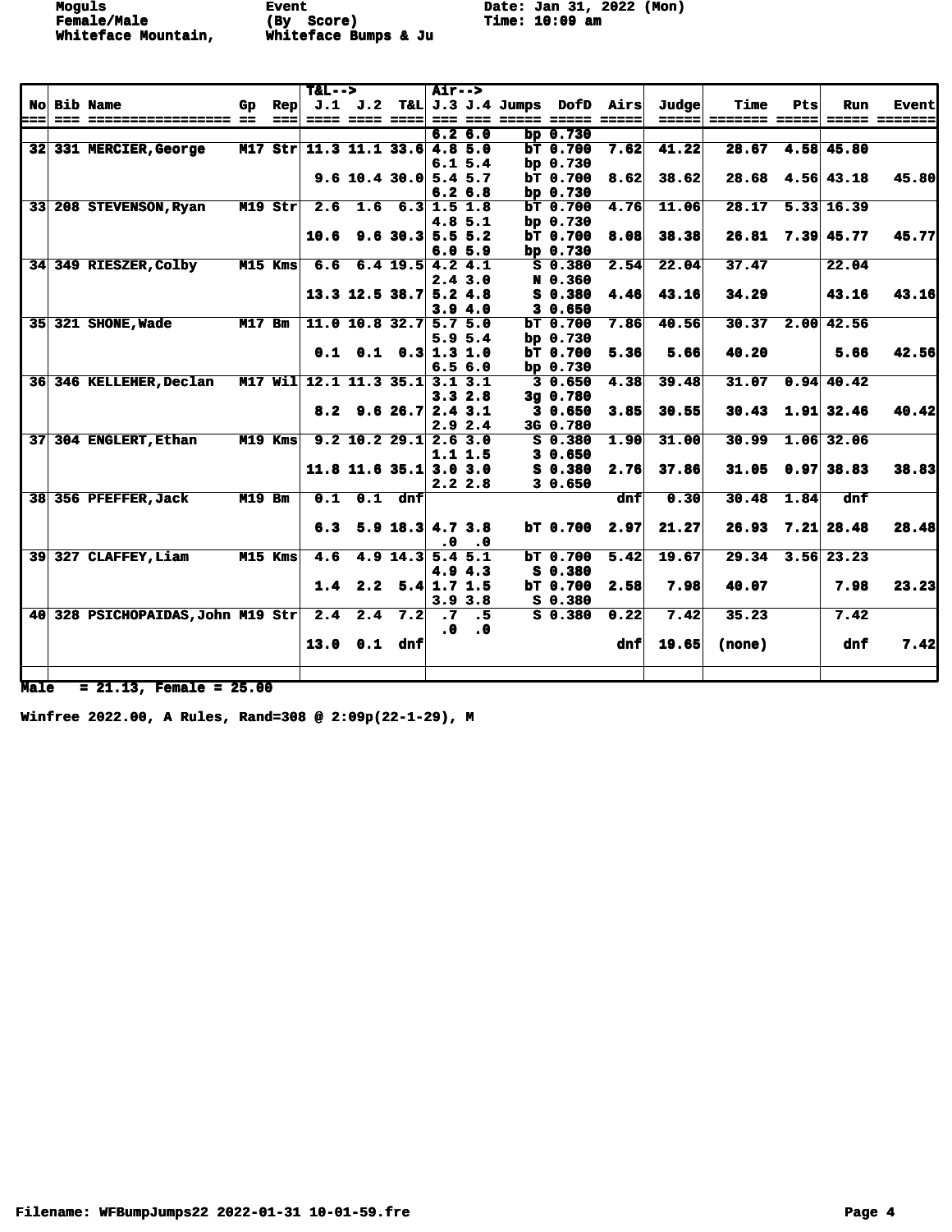Moguls Event Date: Jan 31, 2022 (Mon)
Female/Male (By Score) Time: 10:09 am
Whiteface Mountain, Whiteface Bumps & Ju

| No | Bib | Name | Gp | Rep | T&L--> J.1 | J.2 | T&L | Air--> J.3 | J.4 | Jumps | DofD | Airs | Judge | Time | Pts | Run | Event |
|---|---|---|---|---|---|---|---|---|---|---|---|---|---|---|---|---|---|
| | | | | | | | | 6.2 | 6.0 | bp | 0.730 | | | | | | |
| 32 | 331 | MERCIER,George | M17 | Str | 11.3 | 11.1 | 33.6 | 4.8 | 5.0 | bT | 0.700 | 7.62 | 41.22 | 28.67 | 4.58 | 45.80 | |
| | | | | | | | | 6.1 | 5.4 | bp | 0.730 | | | | | | |
| | | | | | 9.6 | 10.4 | 30.0 | 5.4 | 5.7 | bT | 0.700 | 8.62 | 38.62 | 28.68 | 4.56 | 43.18 | 45.80 |
| | | | | | | | | 6.2 | 6.8 | bp | 0.730 | | | | | | |
| 33 | 208 | STEVENSON,Ryan | M19 | Str | 2.6 | 1.6 | 6.3 | 1.5 | 1.8 | bT | 0.700 | 4.76 | 11.06 | 28.17 | 5.33 | 16.39 | |
| | | | | | | | | 4.8 | 5.1 | bp | 0.730 | | | | | | |
| | | | | | 10.6 | 9.6 | 30.3 | 5.5 | 5.2 | bT | 0.700 | 8.08 | 38.38 | 26.81 | 7.39 | 45.77 | 45.77 |
| | | | | | | | | 6.0 | 5.9 | bp | 0.730 | | | | | | |
| 34 | 349 | RIESZER,Colby | M15 | Kms | 6.6 | 6.4 | 19.5 | 4.2 | 4.1 | S | 0.380 | 2.54 | 22.04 | 37.47 | | 22.04 | |
| | | | | | | | | 2.4 | 3.0 | N | 0.360 | | | | | | |
| | | | | | 13.3 | 12.5 | 38.7 | 5.2 | 4.8 | S | 0.380 | 4.46 | 43.16 | 34.29 | | 43.16 | 43.16 |
| | | | | | | | | 3.9 | 4.0 | 3 | 0.650 | | | | | | |
| 35 | 321 | SHONE,Wade | M17 | Bm | 11.0 | 10.8 | 32.7 | 5.7 | 5.0 | bT | 0.700 | 7.86 | 40.56 | 30.37 | 2.00 | 42.56 | |
| | | | | | | | | 5.9 | 5.4 | bp | 0.730 | | | | | | |
| | | | | | 0.1 | 0.1 | 0.3 | 1.3 | 1.0 | bT | 0.700 | 5.36 | 5.66 | 40.20 | | 5.66 | 42.56 |
| | | | | | | | | 6.5 | 6.0 | bp | 0.730 | | | | | | |
| 36 | 346 | KELLEHER,Declan | M17 | Wil | 12.1 | 11.3 | 35.1 | 3.1 | 3.1 | 3 | 0.650 | 4.38 | 39.48 | 31.07 | 0.94 | 40.42 | |
| | | | | | | | | 3.3 | 2.8 | 3g | 0.780 | | | | | | |
| | | | | | 8.2 | 9.6 | 26.7 | 2.4 | 3.1 | 3 | 0.650 | 3.85 | 30.55 | 30.43 | 1.91 | 32.46 | 40.42 |
| | | | | | | | | 2.9 | 2.4 | 3G | 0.780 | | | | | | |
| 37 | 304 | ENGLERT,Ethan | M19 | Kms | 9.2 | 10.2 | 29.1 | 2.6 | 3.0 | S | 0.380 | 1.90 | 31.00 | 30.99 | 1.06 | 32.06 | |
| | | | | | | | | 1.1 | 1.5 | 3 | 0.650 | | | | | | |
| | | | | | 11.8 | 11.6 | 35.1 | 3.0 | 3.0 | S | 0.380 | 2.76 | 37.86 | 31.05 | 0.97 | 38.83 | 38.83 |
| | | | | | | | | 2.2 | 2.8 | 3 | 0.650 | | | | | | |
| 38 | 356 | PFEFFER,Jack | M19 | Bm | 0.1 | 0.1 | dnf | | | | | dnf | 0.30 | 30.48 | 1.84 | dnf | |
| | | | | | 6.3 | 5.9 | 18.3 | 4.7 | 3.8 | bT | 0.700 | 2.97 | 21.27 | 26.93 | 7.21 | 28.48 | 28.48 |
| | | | | | | | | .0 | .0 | | | | | | | | |
| 39 | 327 | CLAFFEY,Liam | M15 | Kms | 4.6 | 4.9 | 14.3 | 5.4 | 5.1 | bT | 0.700 | 5.42 | 19.67 | 29.34 | 3.56 | 23.23 | |
| | | | | | | | | 4.9 | 4.3 | S | 0.380 | | | | | | |
| | | | | | 1.4 | 2.2 | 5.4 | 1.7 | 1.5 | bT | 0.700 | 2.58 | 7.98 | 40.07 | | 7.98 | 23.23 |
| | | | | | | | | 3.9 | 3.8 | S | 0.380 | | | | | | |
| 40 | 328 | PSICHOPAIDAS,John | M19 | Str | 2.4 | 2.4 | 7.2 | .7 | .5 | S | 0.380 | 0.22 | 7.42 | 35.23 | | 7.42 | |
| | | | | | | | | .0 | .0 | | | | | | | | |
| | | | | | 13.0 | 0.1 | dnf | | | | | dnf | 19.65 | (none) | | dnf | 7.42 |

Male = 21.13, Female = 25.00

Winfree 2022.00, A Rules, Rand=308 @ 2:09p(22-1-29), M

Filename: WFBumpJumps22 2022-01-31 10-01-59.fre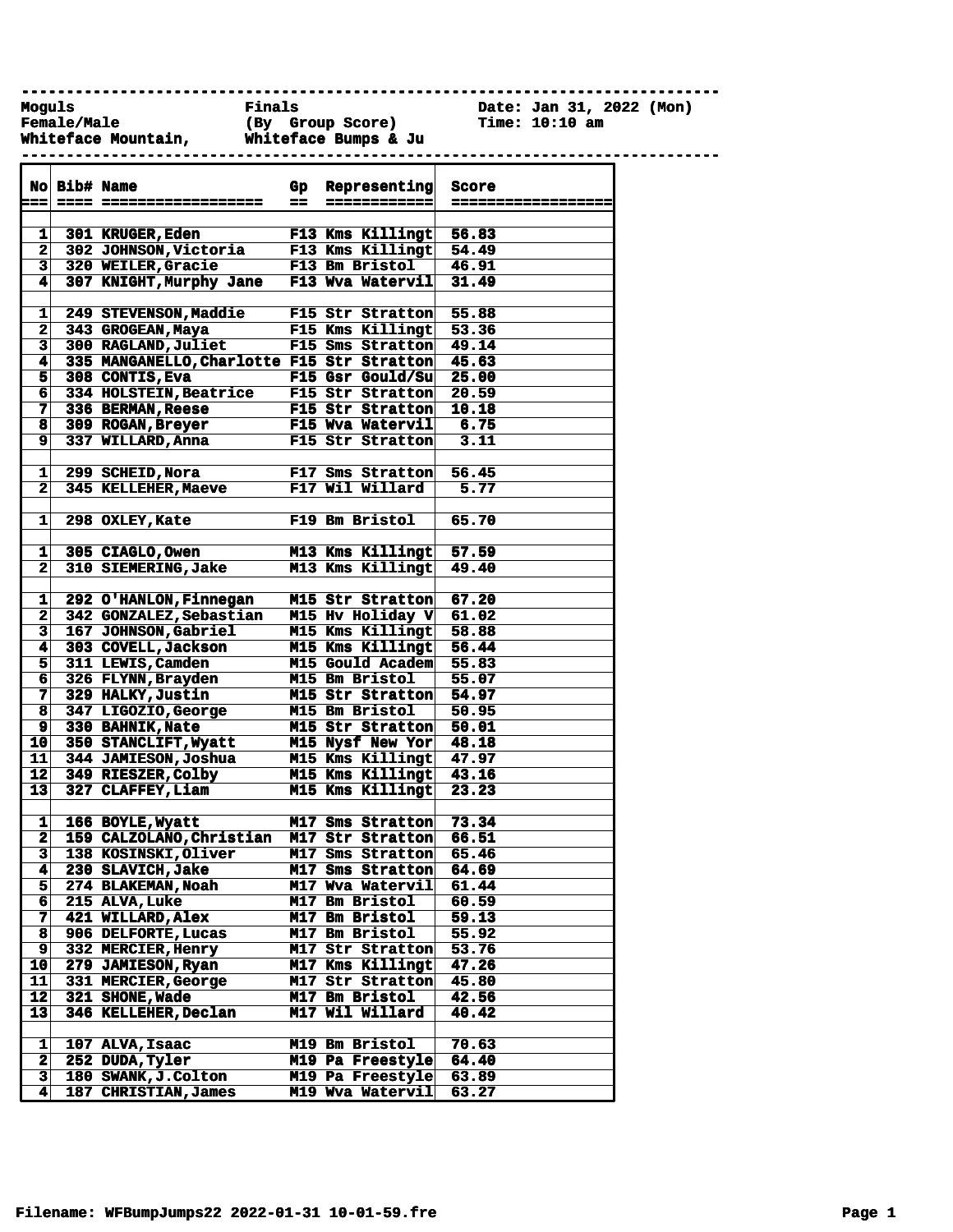Moguls | Finals | Date: Jan 31, 2022 (Mon)
Female/Male | (By Group Score) | Time: 10:10 am
Whiteface Mountain, | Whiteface Bumps & Ju |

| No | Bib# | Name | Gp | Representing | Score |
|---|---|---|---|---|---|
| 1 | 301 | KRUGER,Eden | F13 | Kms Killingt | 56.83 |
| 2 | 302 | JOHNSON,Victoria | F13 | Kms Killingt | 54.49 |
| 3 | 320 | WEILER,Gracie | F13 | Bm Bristol | 46.91 |
| 4 | 307 | KNIGHT,Murphy Jane | F13 | Wva Watervil | 31.49 |
| | | | | | |
| 1 | 249 | STEVENSON,Maddie | F15 | Str Stratton | 55.88 |
| 2 | 343 | GROGEAN,Maya | F15 | Kms Killingt | 53.36 |
| 3 | 300 | RAGLAND,Juliet | F15 | Sms Stratton | 49.14 |
| 4 | 335 | MANGANELLO,Charlotte | F15 | Str Stratton | 45.63 |
| 5 | 308 | CONTIS,Eva | F15 | Gsr Gould/Su | 25.00 |
| 6 | 334 | HOLSTEIN,Beatrice | F15 | Str Stratton | 20.59 |
| 7 | 336 | BERMAN,Reese | F15 | Str Stratton | 10.18 |
| 8 | 309 | ROGAN,Breyer | F15 | Wva Watervil | 6.75 |
| 9 | 337 | WILLARD,Anna | F15 | Str Stratton | 3.11 |
| | | | | | |
| 1 | 299 | SCHEID,Nora | F17 | Sms Stratton | 56.45 |
| 2 | 345 | KELLEHER,Maeve | F17 | Wil Willard | 5.77 |
| | | | | | |
| 1 | 298 | OXLEY,Kate | F19 | Bm Bristol | 65.70 |
| | | | | | |
| 1 | 305 | CIAGLO,Owen | M13 | Kms Killingt | 57.59 |
| 2 | 310 | SIEMERING,Jake | M13 | Kms Killingt | 49.40 |
| | | | | | |
| 1 | 292 | O'HANLON,Finnegan | M15 | Str Stratton | 67.20 |
| 2 | 342 | GONZALEZ,Sebastian | M15 | Hv Holiday V | 61.02 |
| 3 | 167 | JOHNSON,Gabriel | M15 | Kms Killingt | 58.88 |
| 4 | 303 | COVELL,Jackson | M15 | Kms Killingt | 56.44 |
| 5 | 311 | LEWIS,Camden | M15 | Gould Academ | 55.83 |
| 6 | 326 | FLYNN,Brayden | M15 | Bm Bristol | 55.07 |
| 7 | 329 | HALKY,Justin | M15 | Str Stratton | 54.97 |
| 8 | 347 | LIGOZIO,George | M15 | Bm Bristol | 50.95 |
| 9 | 330 | BAHNIK,Nate | M15 | Str Stratton | 50.01 |
| 10 | 350 | STANCLIFT,Wyatt | M15 | Nysf New Yor | 48.18 |
| 11 | 344 | JAMIESON,Joshua | M15 | Kms Killingt | 47.97 |
| 12 | 349 | RIESZER,Colby | M15 | Kms Killingt | 43.16 |
| 13 | 327 | CLAFFEY,Liam | M15 | Kms Killingt | 23.23 |
| | | | | | |
| 1 | 166 | BOYLE,Wyatt | M17 | Sms Stratton | 73.34 |
| 2 | 159 | CALZOLANO,Christian | M17 | Str Stratton | 66.51 |
| 3 | 138 | KOSINSKI,Oliver | M17 | Sms Stratton | 65.46 |
| 4 | 230 | SLAVICH,Jake | M17 | Sms Stratton | 64.69 |
| 5 | 274 | BLAKEMAN,Noah | M17 | Wva Watervil | 61.44 |
| 6 | 215 | ALVA,Luke | M17 | Bm Bristol | 60.59 |
| 7 | 421 | WILLARD,Alex | M17 | Bm Bristol | 59.13 |
| 8 | 906 | DELFORTE,Lucas | M17 | Bm Bristol | 55.92 |
| 9 | 332 | MERCIER,Henry | M17 | Str Stratton | 53.76 |
| 10 | 279 | JAMIESON,Ryan | M17 | Kms Killingt | 47.26 |
| 11 | 331 | MERCIER,George | M17 | Str Stratton | 45.80 |
| 12 | 321 | SHONE,Wade | M17 | Bm Bristol | 42.56 |
| 13 | 346 | KELLEHER,Declan | M17 | Wil Willard | 40.42 |
| | | | | | |
| 1 | 107 | ALVA,Isaac | M19 | Bm Bristol | 70.63 |
| 2 | 252 | DUDA,Tyler | M19 | Pa Freestyle | 64.40 |
| 3 | 180 | SWANK,J.Colton | M19 | Pa Freestyle | 63.89 |
| 4 | 187 | CHRISTIAN,James | M19 | Wva Watervil | 63.27 |

Filename: WFBumpJumps22 2022-01-31 10-01-59.fre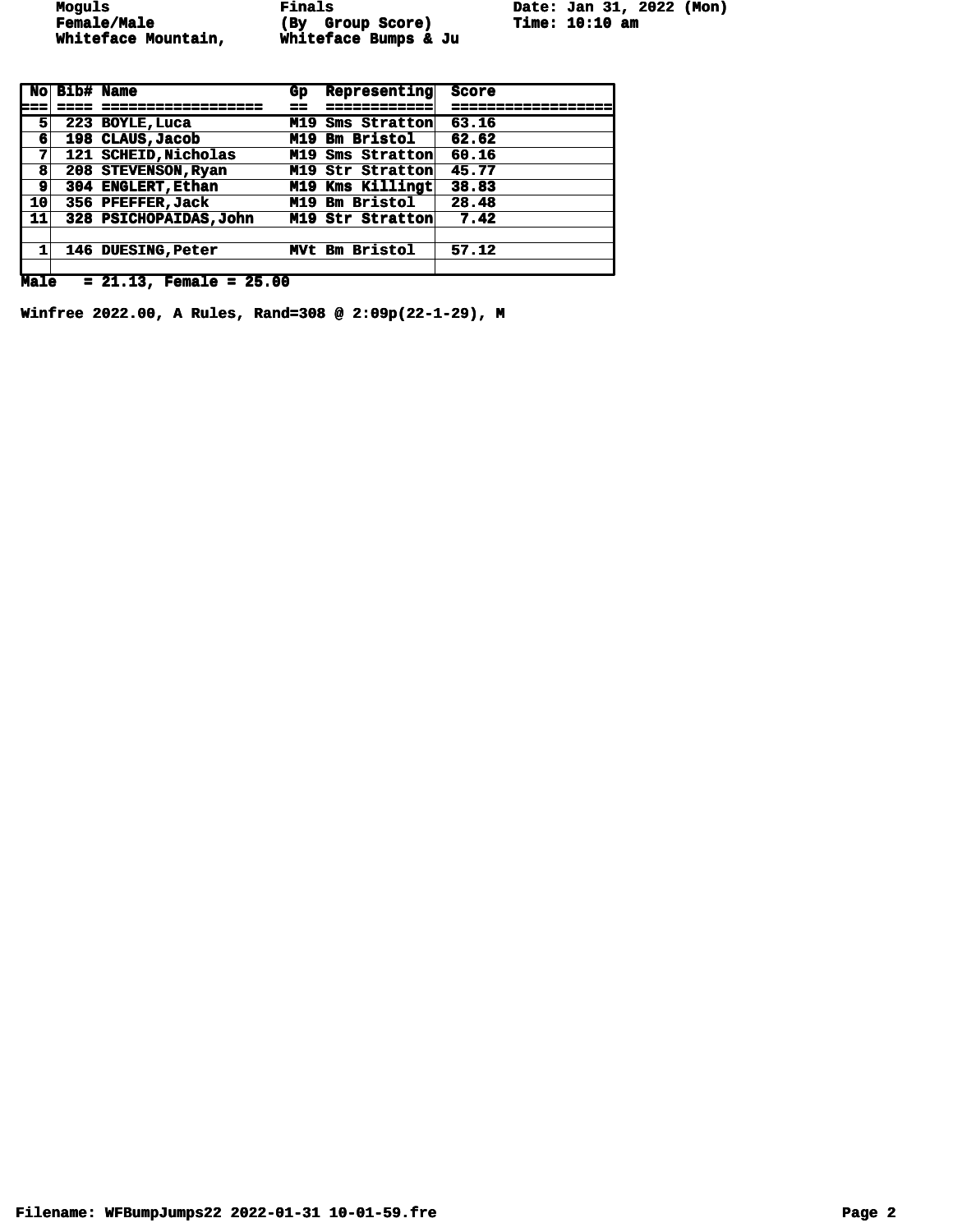Moguls | Finals | Date: Jan 31, 2022 (Mon)
Female/Male | (By Group Score) | Time: 10:10 am
Whiteface Mountain, | Whiteface Bumps & Ju

| No | Bib# | Name | Gp | Representing | Score |
|---|---|---|---|---|---|
| 5 | 223 | BOYLE,Luca | M19 | Sms Stratton | 63.16 |
| 6 | 198 | CLAUS,Jacob | M19 | Bm Bristol | 62.62 |
| 7 | 121 | SCHEID,Nicholas | M19 | Sms Stratton | 60.16 |
| 8 | 208 | STEVENSON,Ryan | M19 | Str Stratton | 45.77 |
| 9 | 304 | ENGLERT,Ethan | M19 | Kms Killingt | 38.83 |
| 10 | 356 | PFEFFER,Jack | M19 | Bm Bristol | 28.48 |
| 11 | 328 | PSICHOPAIDAS,John | M19 | Str Stratton | 7.42 |
| | | | | | |
| 1 | 146 | DUESING,Peter | MVt | Bm Bristol | 57.12 |
| | | | | | |

Male = 21.13, Female = 25.00

Winfree 2022.00, A Rules, Rand=308 @ 2:09p(22-1-29), M

Filename: WFBumpJumps22 2022-01-31 10-01-59.fre